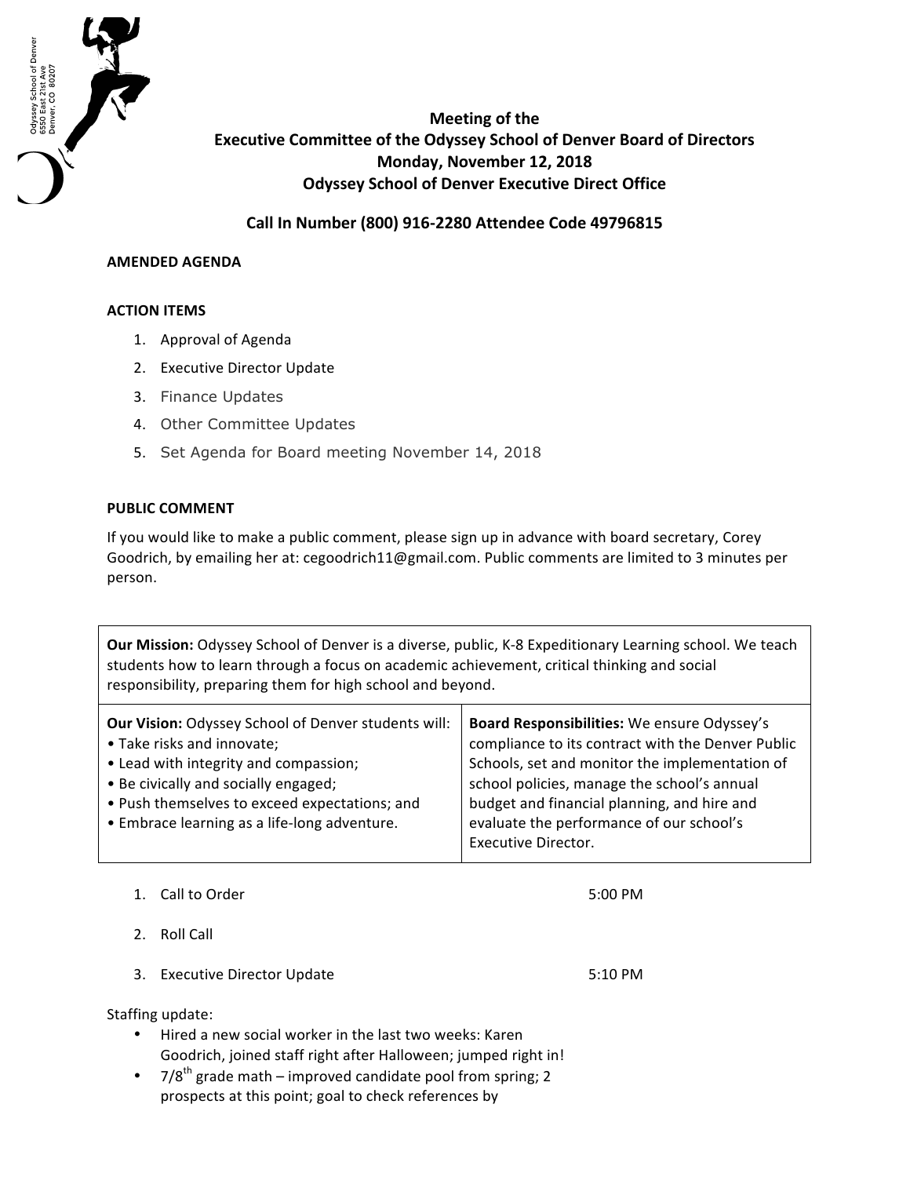Odyssey School of Denver
6550 East 21st Ave
Denver, CO 80207

# Meeting of the Executive Committee of the Odyssey School of Denver Board of Directors
## Monday, November 12, 2018
## Odyssey School of Denver Executive Direct Office

**Call In Number (800) 916-2280 Attendee Code 49796815**

**AMENDED AGENDA**

**ACTION ITEMS**

1. Approval of Agenda
2. Executive Director Update
3. Finance Updates
4. Other Committee Updates
5. Set Agenda for Board meeting November 14, 2018

**PUBLIC COMMENT**

If you would like to make a public comment, please sign up in advance with board secretary, Corey Goodrich, by emailing her at: cegoodrich11@gmail.com. Public comments are limited to 3 minutes per person.

| **Our Mission:** Odyssey School of Denver is a diverse, public, K-8 Expeditionary Learning school. We teach students how to learn through a focus on academic achievement, critical thinking and social responsibility, preparing them for high school and beyond. | |
|---|---|
| **Our Vision:** Odyssey School of Denver students will:<br>• Take risks and innovate;<br>• Lead with integrity and compassion;<br>• Be civically and socially engaged;<br>• Push themselves to exceed expectations; and<br>• Embrace learning as a life-long adventure. | **Board Responsibilities:** We ensure Odyssey's compliance to its contract with the Denver Public Schools, set and monitor the implementation of school policies, manage the school's annual budget and financial planning, and hire and evaluate the performance of our school's Executive Director. |

1. Call to Order — 5:00 PM
2. Roll Call
3. Executive Director Update — 5:10 PM

Staffing update:

- Hired a new social worker in the last two weeks: Karen Goodrich, joined staff right after Halloween; jumped right in!
- 7/8th grade math – improved candidate pool from spring; 2 prospects at this point; goal to check references by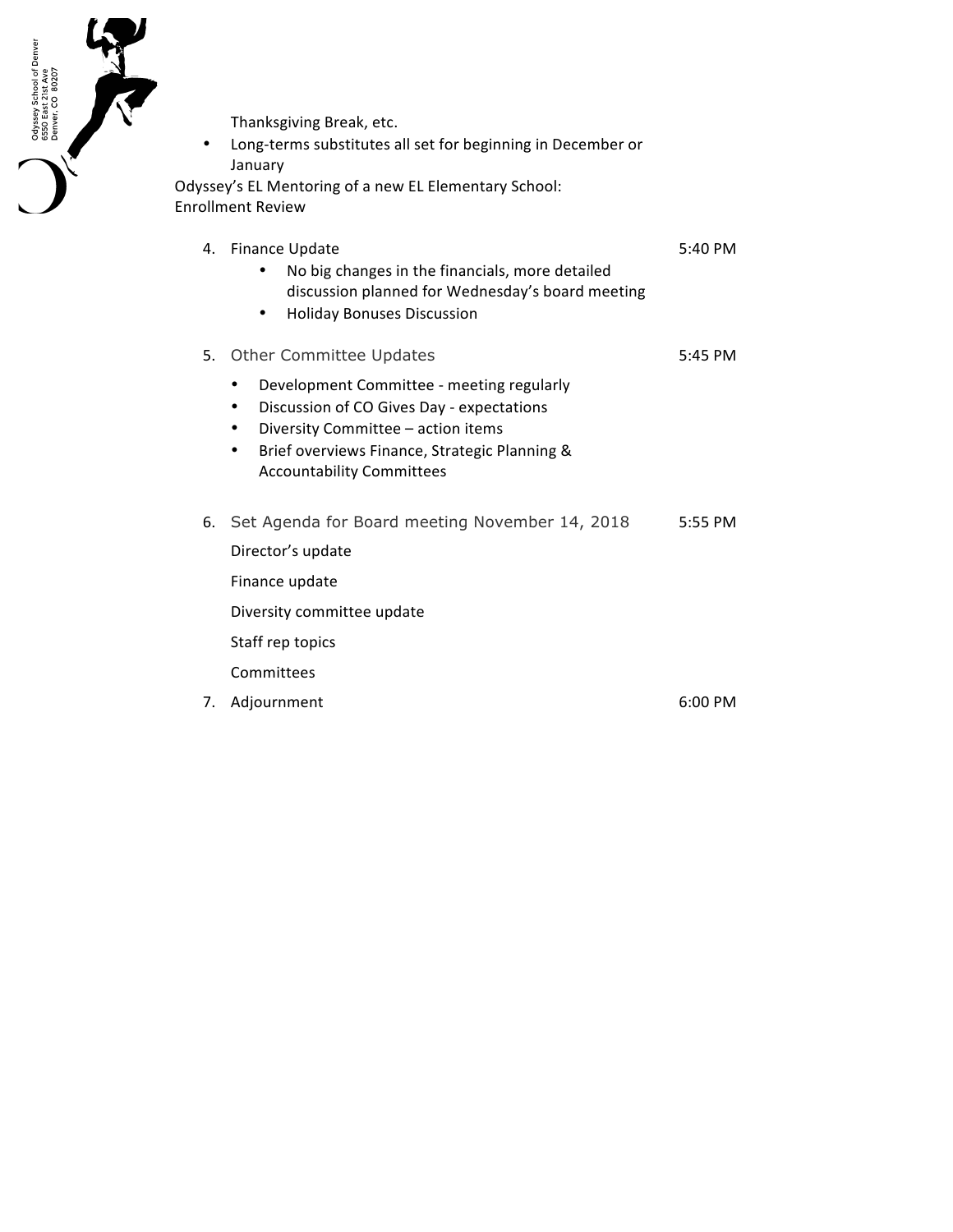Thanksgiving Break, etc.

- Long-terms substitutes all set for beginning in December or January

Odyssey's EL Mentoring of a new EL Elementary School:
Enrollment Review

4. Finance Update — 5:40 PM
   - No big changes in the financials, more detailed discussion planned for Wednesday's board meeting
   - Holiday Bonuses Discussion

5. Other Committee Updates — 5:45 PM
   - Development Committee - meeting regularly
   - Discussion of CO Gives Day - expectations
   - Diversity Committee – action items
   - Brief overviews Finance, Strategic Planning & Accountability Committees

6. Set Agenda for Board meeting November 14, 2018 — 5:55 PM

   Director's update

   Finance update

   Diversity committee update

   Staff rep topics

   Committees

7. Adjournment — 6:00 PM